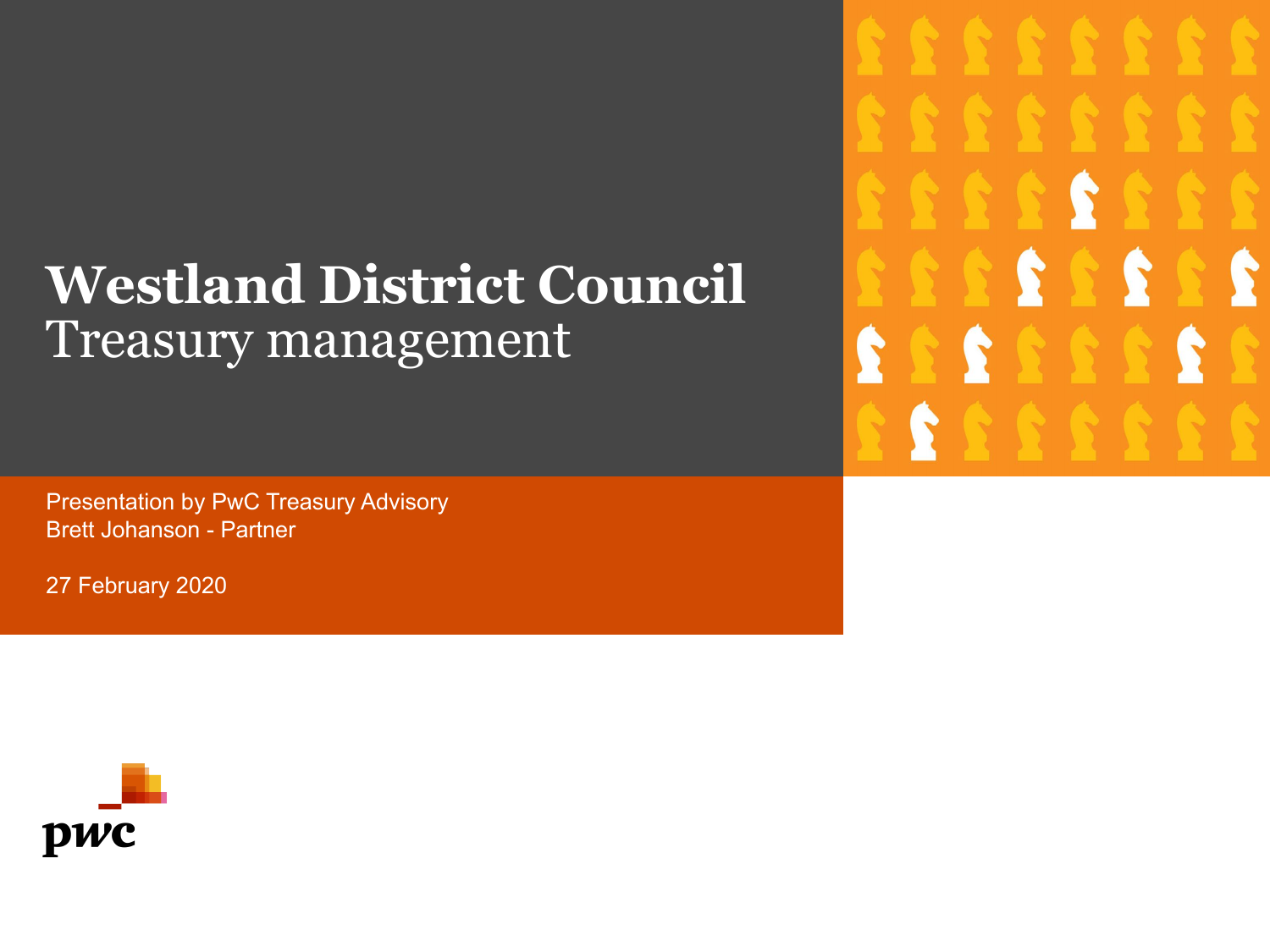# Westland District Council

## Treasury management

Presentation by PwC Treasury Advisory
Brett Johanson - Partner

27 February 2020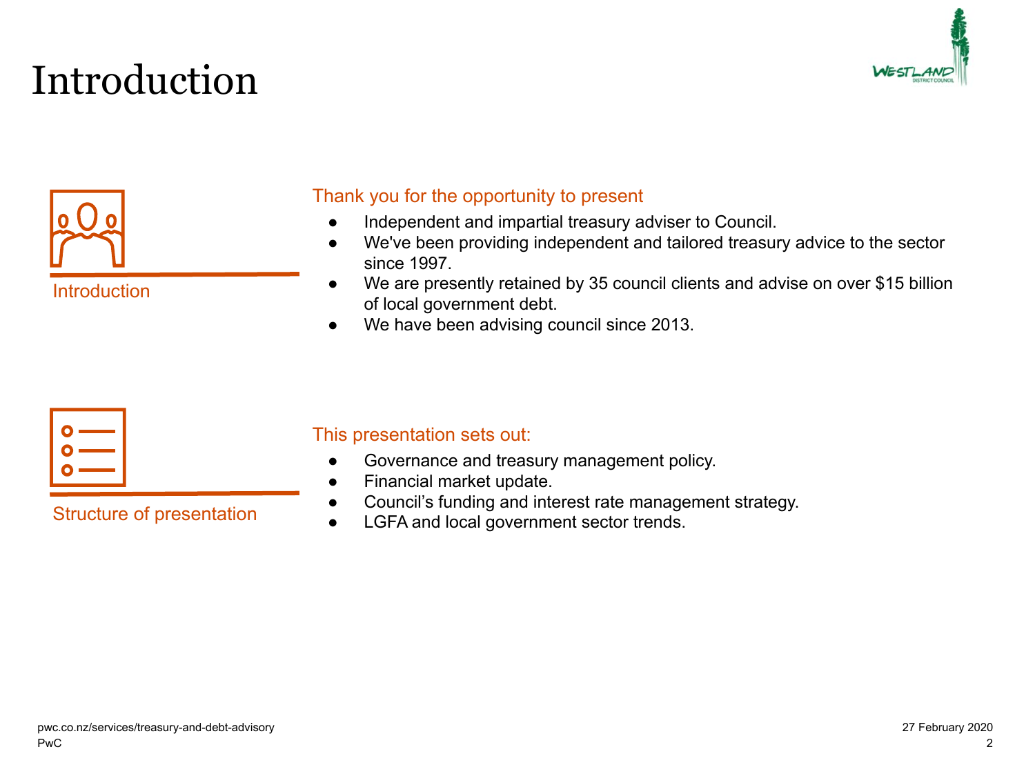# Introduction

**Introduction**

Thank you for the opportunity to present

- Independent and impartial treasury adviser to Council.
- We've been providing independent and tailored treasury advice to the sector since 1997.
- We are presently retained by 35 council clients and advise on over $15 billion of local government debt.
- We have been advising council since 2013.

**Structure of presentation**

This presentation sets out:

- Governance and treasury management policy.
- Financial market update.
- Council's funding and interest rate management strategy.
- LGFA and local government sector trends.

pwc.co.nz/services/treasury-and-debt-advisory
PwC

27 February 2020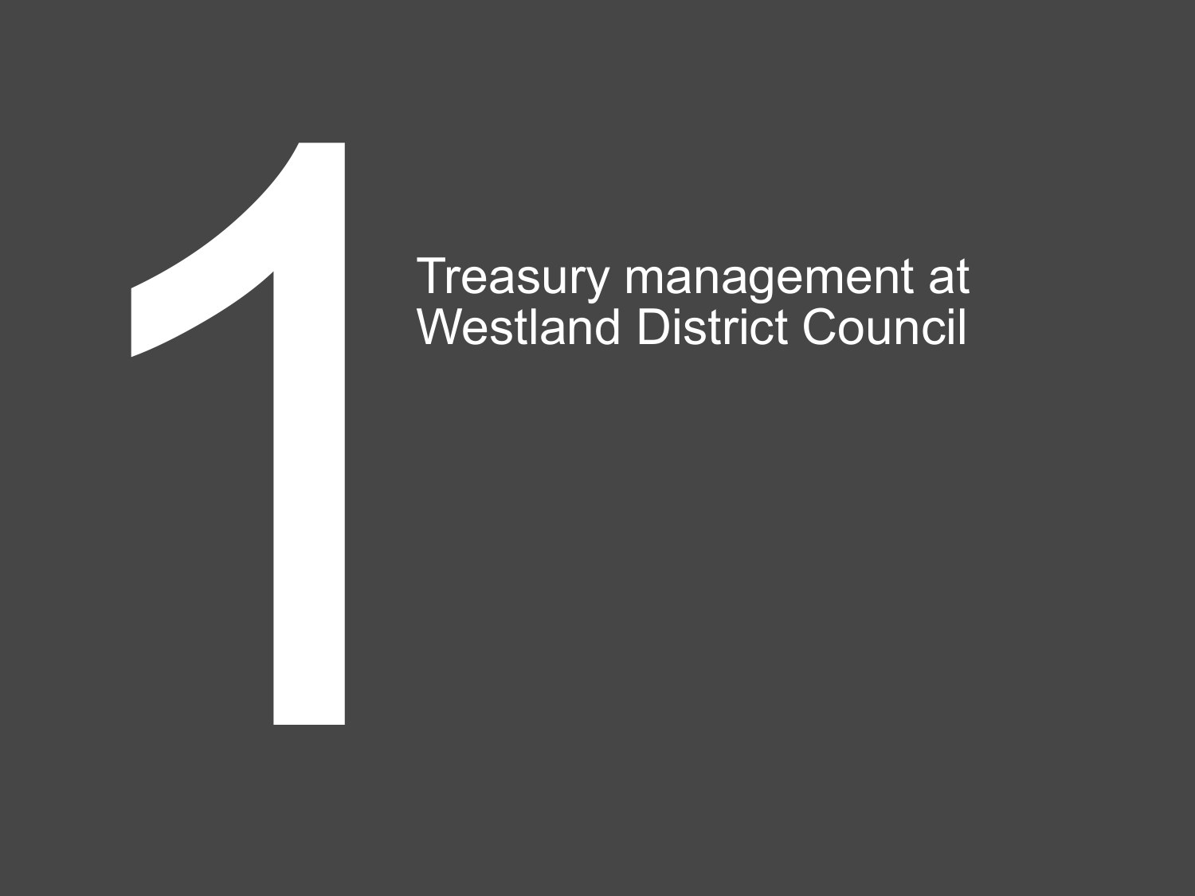# 1 Treasury management at Westland District Council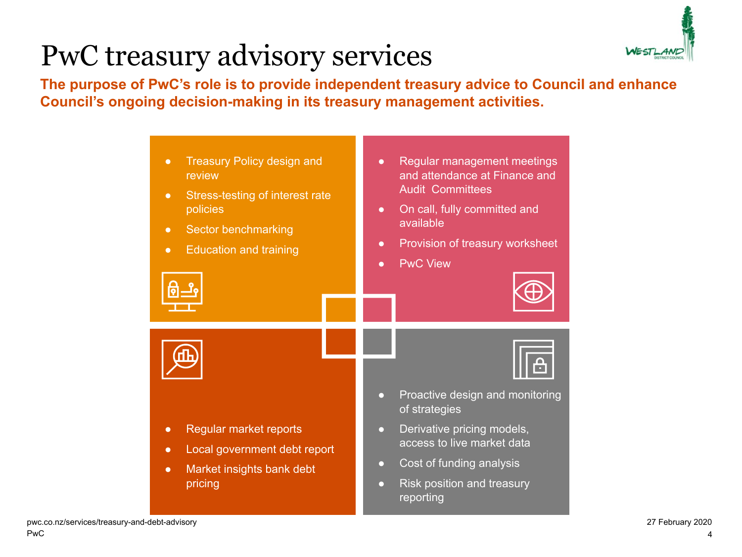# PwC treasury advisory services

**The purpose of PwC's role is to provide independent treasury advice to Council and enhance Council's ongoing decision-making in its treasury management activities.**

- Treasury Policy design and review
- Stress-testing of interest rate policies
- Sector benchmarking
- Education and training

- Regular management meetings and attendance at Finance and Audit Committees
- On call, fully committed and available
- Provision of treasury worksheet
- PwC View

- Regular market reports
- Local government debt report
- Market insights bank debt pricing

- Proactive design and monitoring of strategies
- Derivative pricing models, access to live market data
- Cost of funding analysis
- Risk position and treasury reporting

pwc.co.nz/services/treasury-and-debt-advisory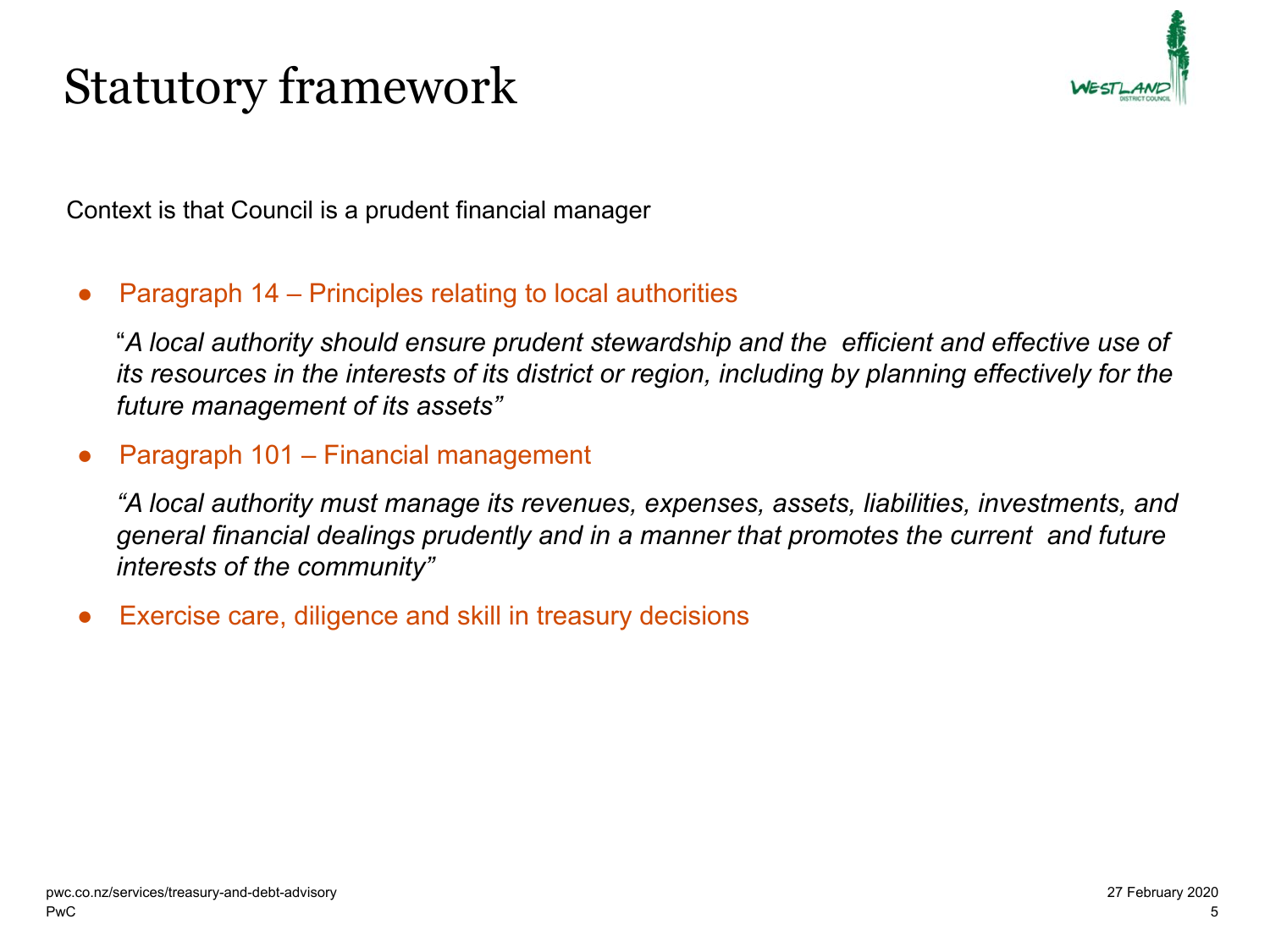# Statutory framework

Context is that Council is a prudent financial manager

- Paragraph 14 – Principles relating to local authorities

  "*A local authority should ensure prudent stewardship and the efficient and effective use of its resources in the interests of its district or region, including by planning effectively for the future management of its assets"*

- Paragraph 101 – Financial management

  *"A local authority must manage its revenues, expenses, assets, liabilities, investments, and general financial dealings prudently and in a manner that promotes the current and future interests of the community"*

- Exercise care, diligence and skill in treasury decisions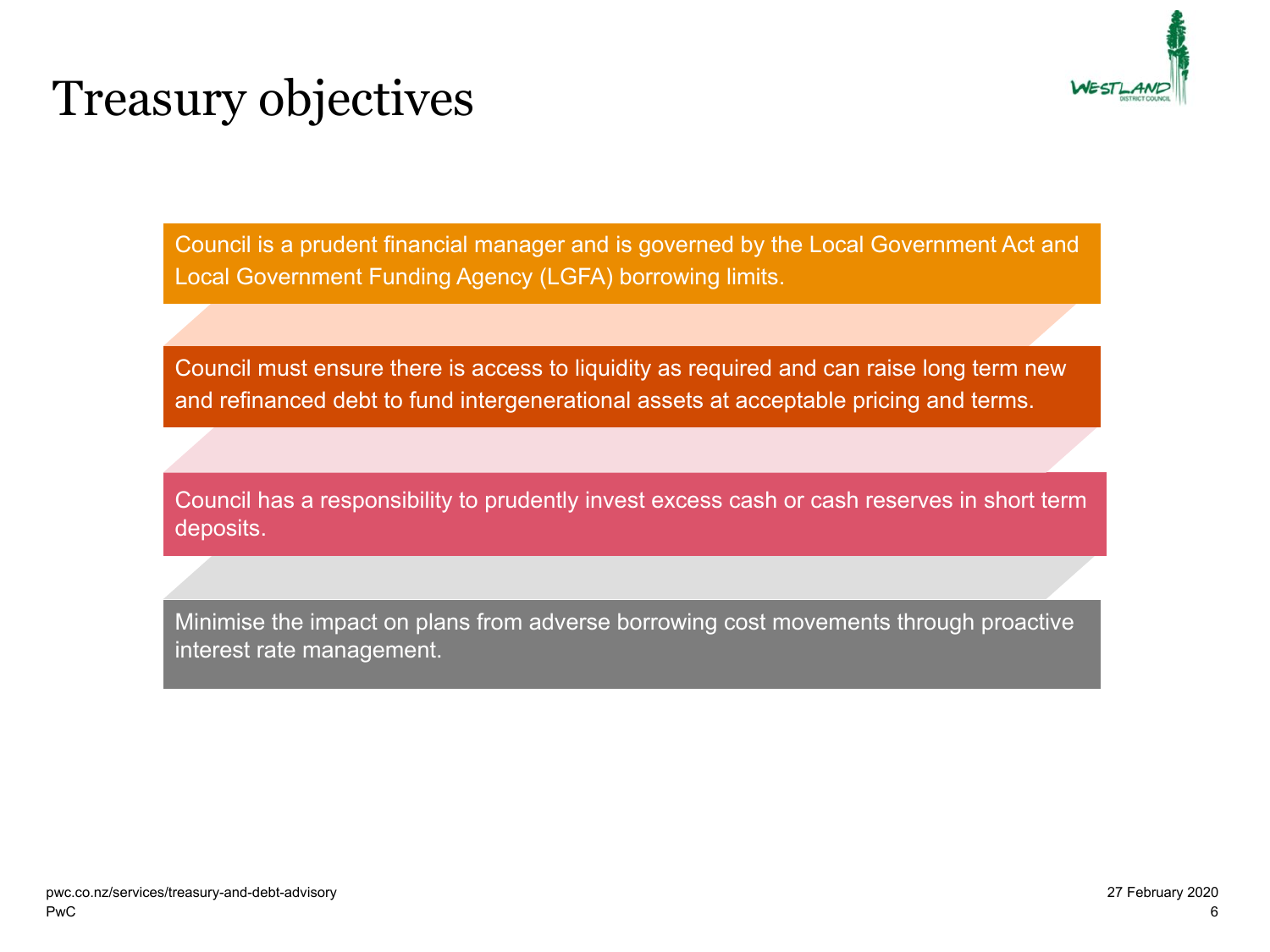# Treasury objectives

Council is a prudent financial manager and is governed by the Local Government Act and Local Government Funding Agency (LGFA) borrowing limits.

Council must ensure there is access to liquidity as required and can raise long term new and refinanced debt to fund intergenerational assets at acceptable pricing and terms.

Council has a responsibility to prudently invest excess cash or cash reserves in short term deposits.

Minimise the impact on plans from adverse borrowing cost movements through proactive interest rate management.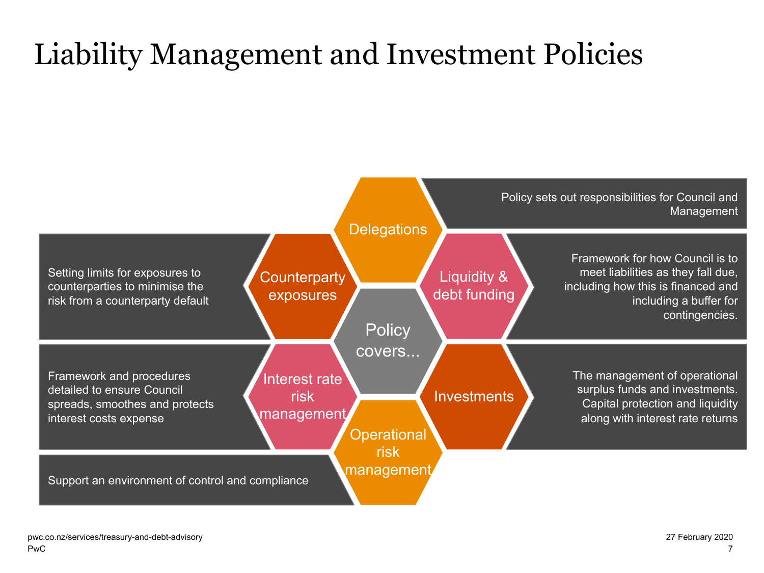# Liability Management and Investment Policies

**Policy covers...**

- **Delegations** – Policy sets out responsibilities for Council and Management
- **Liquidity & debt funding** – Framework for how Council is to meet liabilities as they fall due, including how this is financed and including a buffer for contingencies.
- **Investments** – The management of operational surplus funds and investments. Capital protection and liquidity along with interest rate returns
- **Operational risk management** – Support an environment of control and compliance
- **Interest rate risk management** – Framework and procedures detailed to ensure Council spreads, smoothes and protects interest costs expense
- **Counterparty exposures** – Setting limits for exposures to counterparties to minimise the risk from a counterparty default

pwc.co.nz/services/treasury-and-debt-advisory

27 February 2020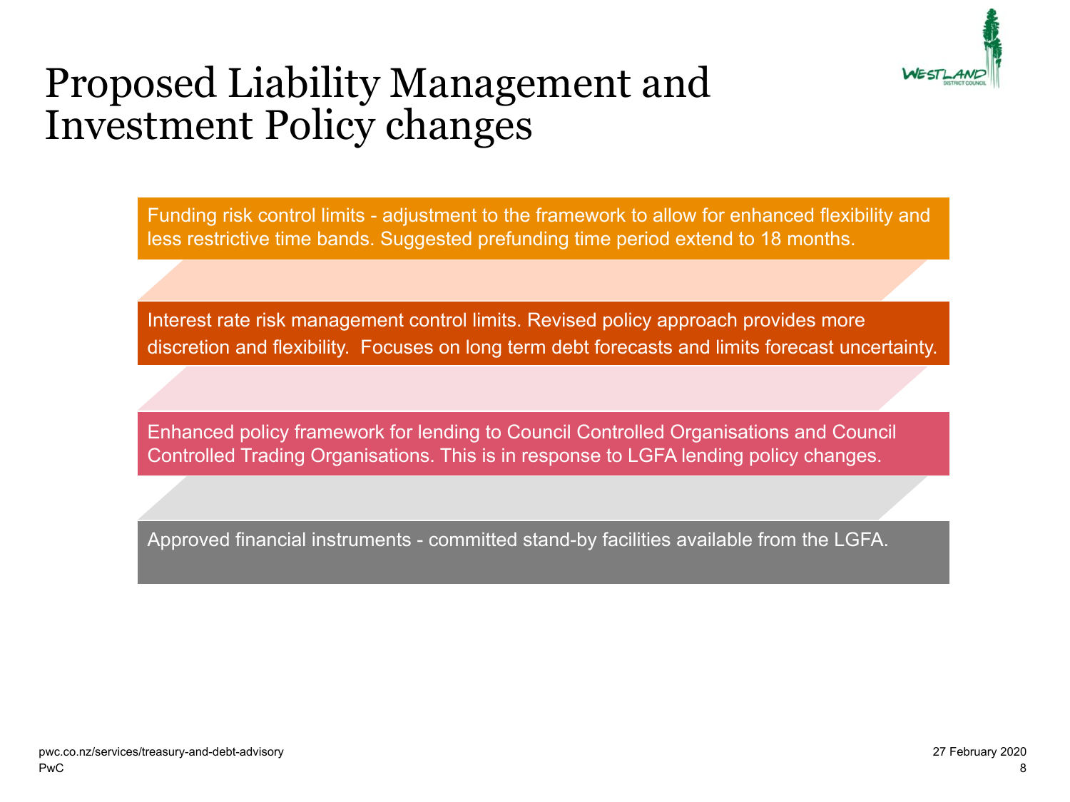# Proposed Liability Management and Investment Policy changes

Funding risk control limits - adjustment to the framework to allow for enhanced flexibility and less restrictive time bands. Suggested prefunding time period extend to 18 months.

Interest rate risk management control limits. Revised policy approach provides more discretion and flexibility. Focuses on long term debt forecasts and limits forecast uncertainty.

Enhanced policy framework for lending to Council Controlled Organisations and Council Controlled Trading Organisations. This is in response to LGFA lending policy changes.

Approved financial instruments - committed stand-by facilities available from the LGFA.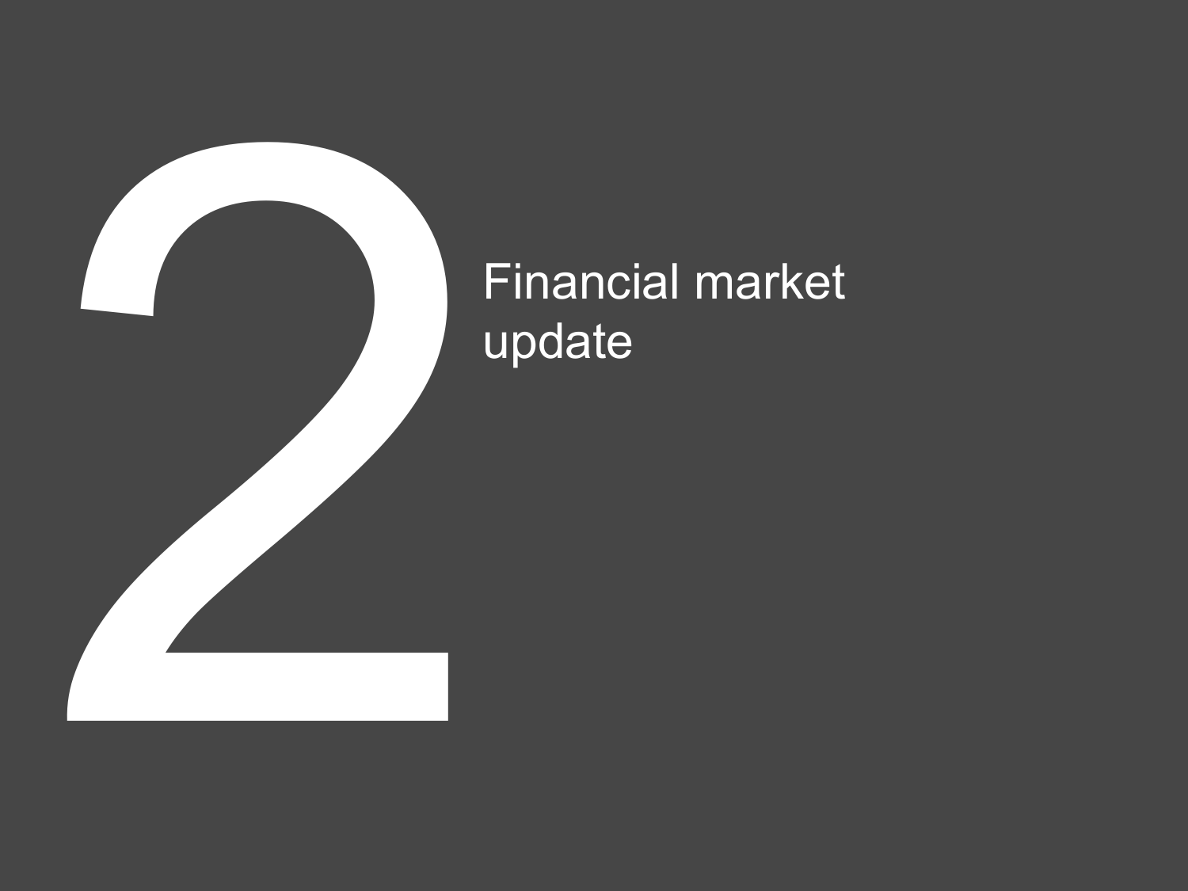# 2 Financial market update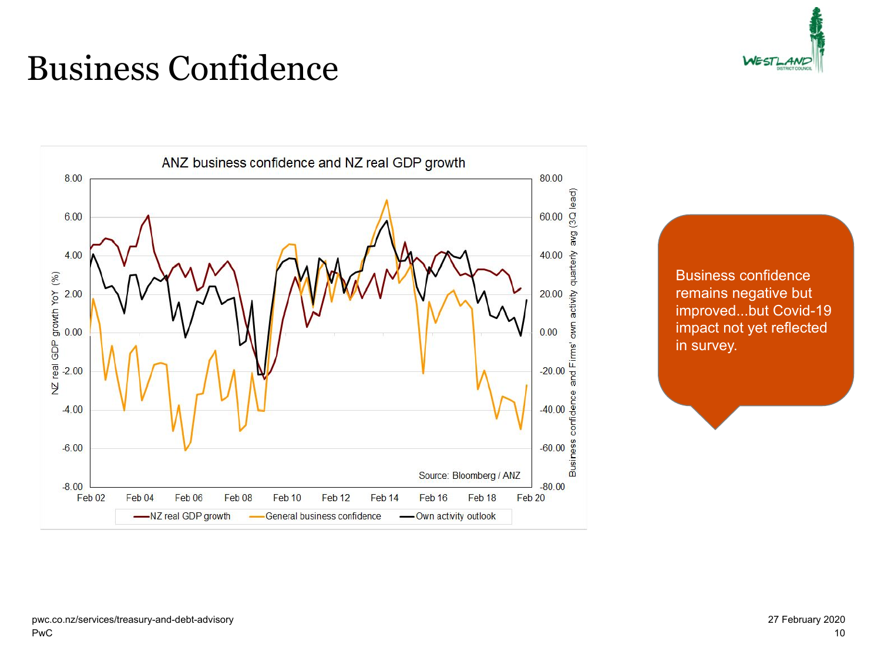# Business Confidence

ANZ business confidence and NZ real GDP growth

Source: Bloomberg / ANZ

NZ real GDP growth — General business confidence — Own activity outlook

Business confidence remains negative but improved...but Covid-19 impact not yet reflected in survey.

pwc.co.nz/services/treasury-and-debt-advisory
PwC

27 February 2020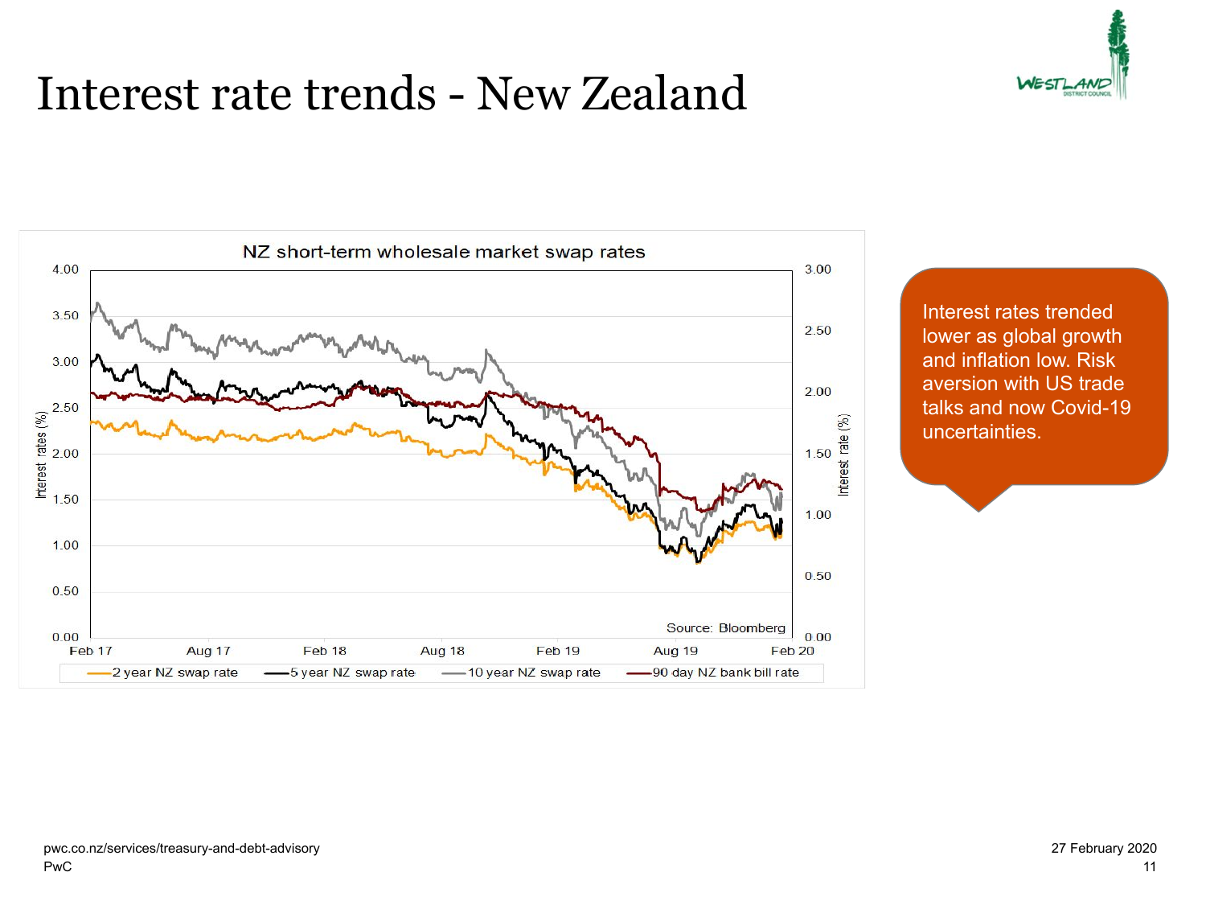# Interest rate trends - New Zealand

NZ short-term wholesale market swap rates

Source: Bloomberg

2 year NZ swap rate — 5 year NZ swap rate — 10 year NZ swap rate — 90 day NZ bank bill rate

Interest rates trended lower as global growth and inflation low. Risk aversion with US trade talks and now Covid-19 uncertainties.

pwc.co.nz/services/treasury-and-debt-advisory
PwC

27 February 2020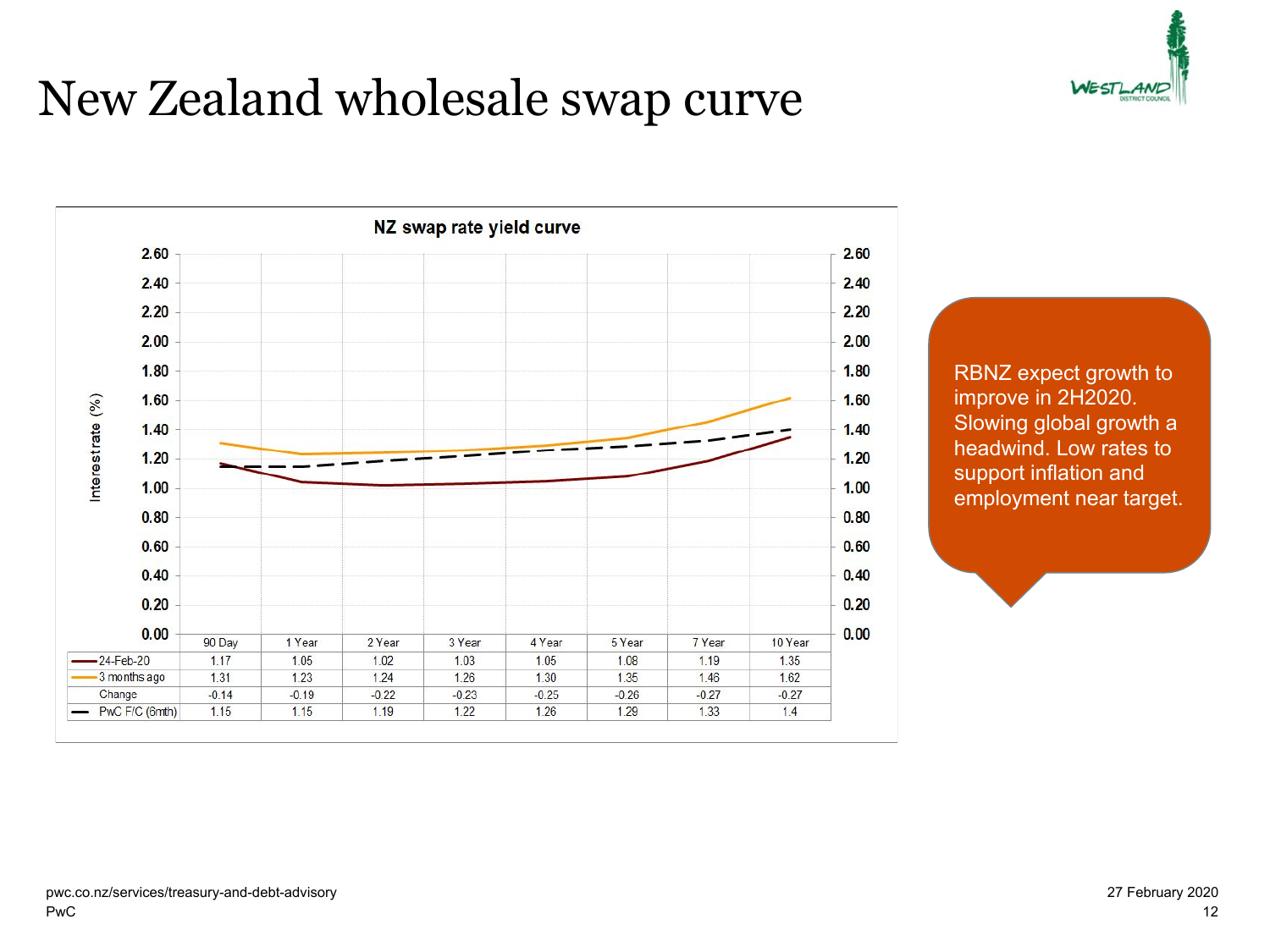# New Zealand wholesale swap curve

**NZ swap rate yield curve**

| | 90 Day | 1 Year | 2 Year | 3 Year | 4 Year | 5 Year | 7 Year | 10 Year |
|---|---|---|---|---|---|---|---|---|
| 24-Feb-20 | 1.17 | 1.05 | 1.02 | 1.03 | 1.05 | 1.08 | 1.19 | 1.35 |
| 3 months ago | 1.31 | 1.23 | 1.24 | 1.26 | 1.30 | 1.35 | 1.46 | 1.62 |
| Change | -0.14 | -0.19 | -0.22 | -0.23 | -0.25 | -0.26 | -0.27 | -0.27 |
| PwC F/C (6mth) | 1.15 | 1.15 | 1.19 | 1.22 | 1.26 | 1.29 | 1.33 | 1.4 |

RBNZ expect growth to improve in 2H2020. Slowing global growth a headwind. Low rates to support inflation and employment near target.

pwc.co.nz/services/treasury-and-debt-advisory
PwC

27 February 2020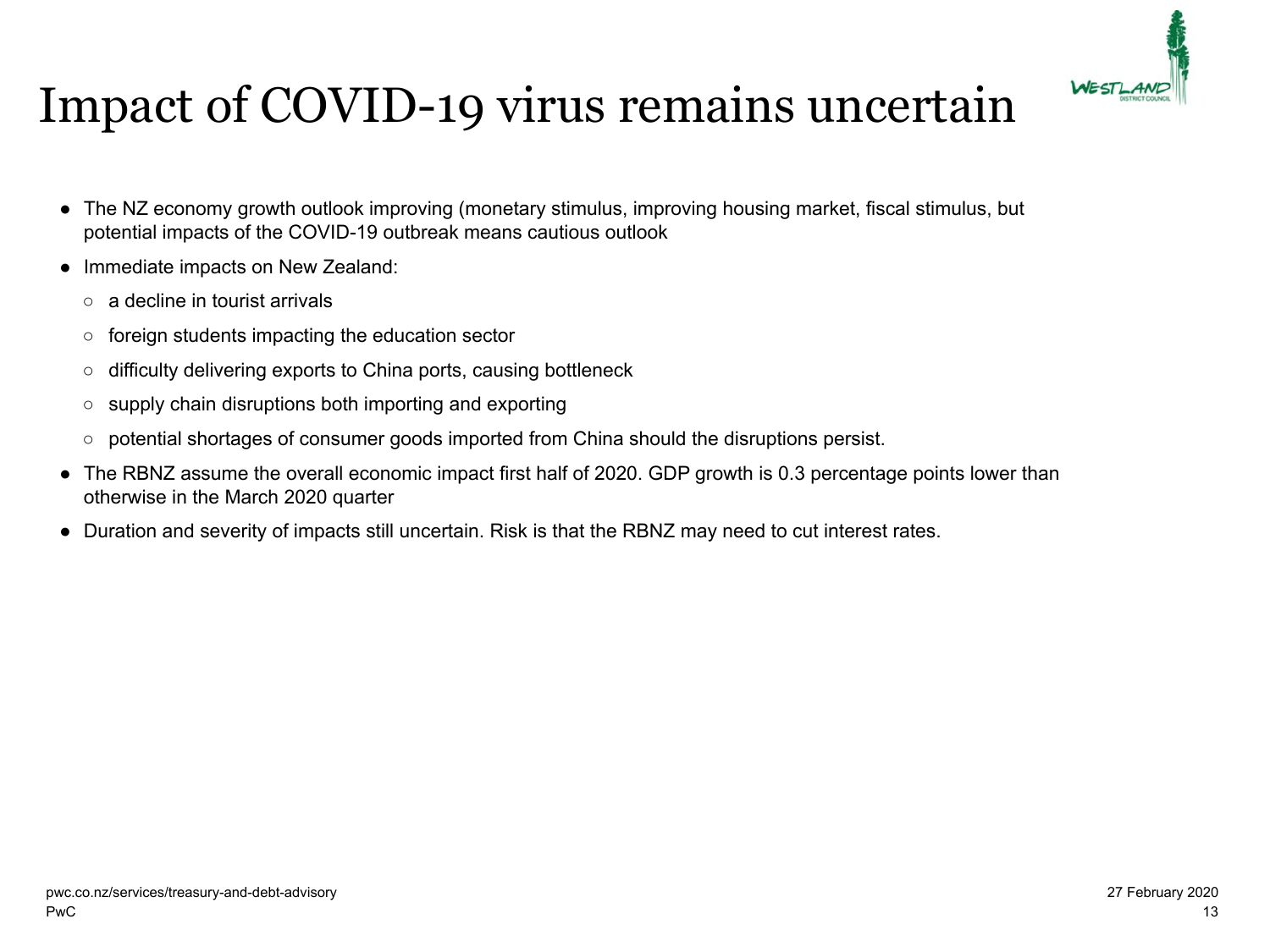# Impact of COVID-19 virus remains uncertain

- The NZ economy growth outlook improving (monetary stimulus, improving housing market, fiscal stimulus, but potential impacts of the COVID-19 outbreak means cautious outlook
- Immediate impacts on New Zealand:
  - a decline in tourist arrivals
  - foreign students impacting the education sector
  - difficulty delivering exports to China ports, causing bottleneck
  - supply chain disruptions both importing and exporting
  - potential shortages of consumer goods imported from China should the disruptions persist.
- The RBNZ assume the overall economic impact first half of 2020. GDP growth is 0.3 percentage points lower than otherwise in the March 2020 quarter
- Duration and severity of impacts still uncertain. Risk is that the RBNZ may need to cut interest rates.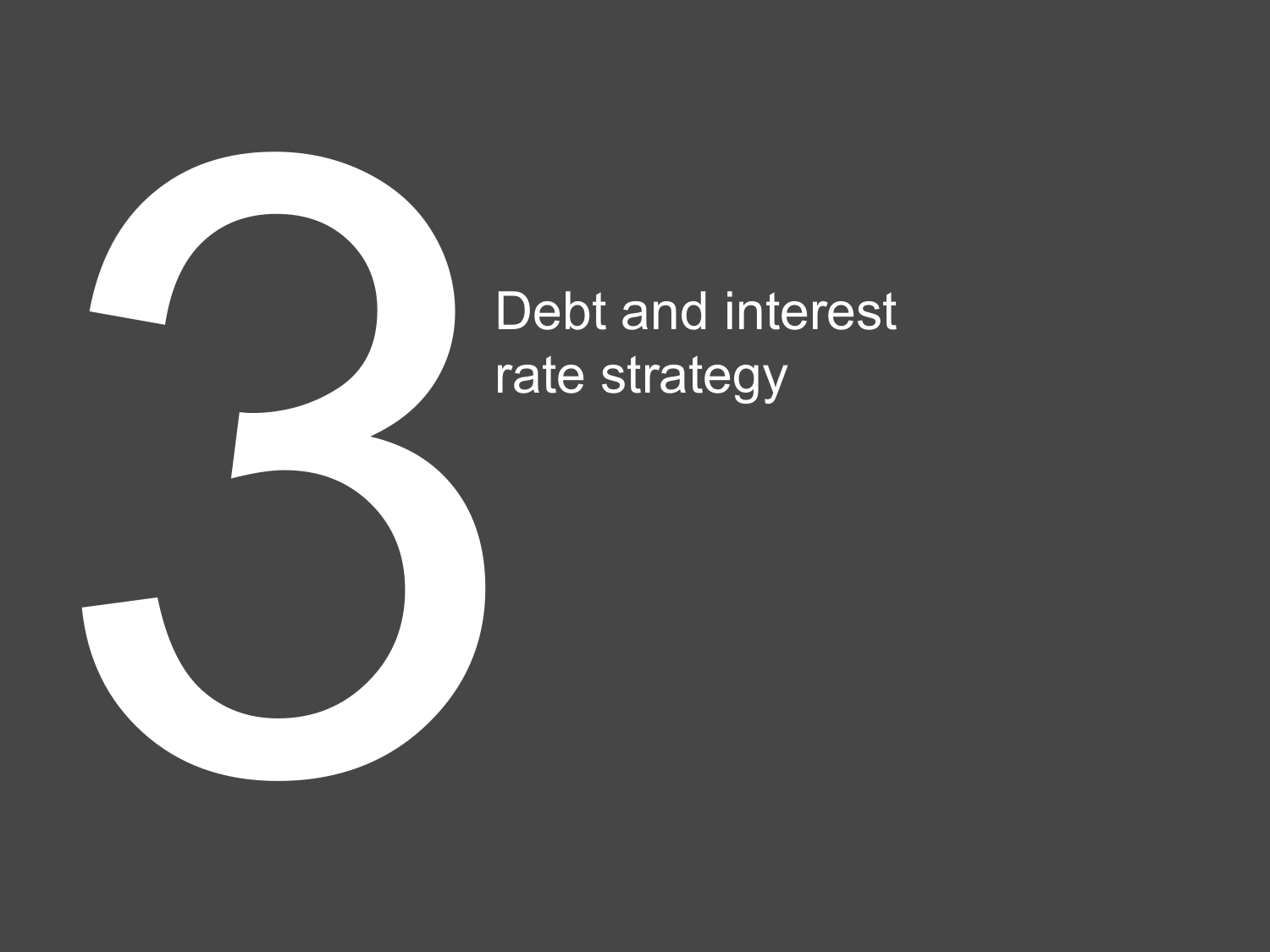# 3 Debt and interest rate strategy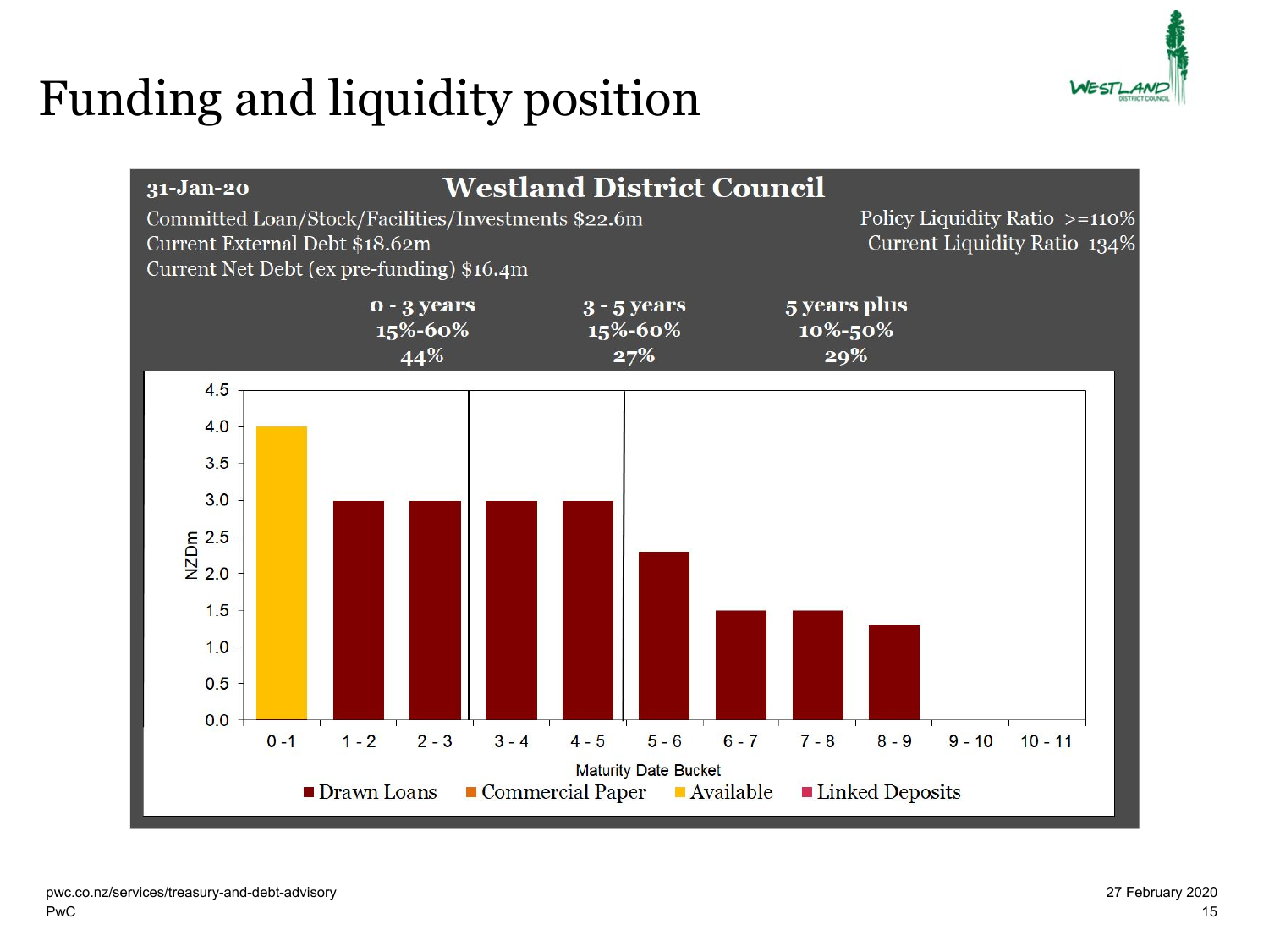# Funding and liquidity position

**31-Jan-20** — **Westland District Council**

Committed Loan/Stock/Facilities/Investments $22.6m
Current External Debt $18.62m
Current Net Debt (ex pre-funding) $16.4m

Policy Liquidity Ratio >=110%
Current Liquidity Ratio 134%

| | 0 - 3 years | 3 - 5 years | 5 years plus |
|---|---|---|---|
| Policy range | 15%-60% | 15%-60% | 10%-50% |
| Actual | 44% | 27% | 29% |

| Maturity Date Bucket | 0 - 1 | 1 - 2 | 2 - 3 | 3 - 4 | 4 - 5 | 5 - 6 | 6 - 7 | 7 - 8 | 8 - 9 | 9 - 10 | 10 - 11 |
|---|---|---|---|---|---|---|---|---|---|---|---|
| NZDm | 4.0 (Available) | 3.0 (Drawn Loans) | 3.0 (Drawn Loans) | 3.0 (Drawn Loans) | 3.0 (Drawn Loans) | 2.3 (Drawn Loans) | 1.5 (Drawn Loans) | 1.5 (Drawn Loans) | 1.3 (Drawn Loans) | | |

Legend: Drawn Loans, Commercial Paper, Available, Linked Deposits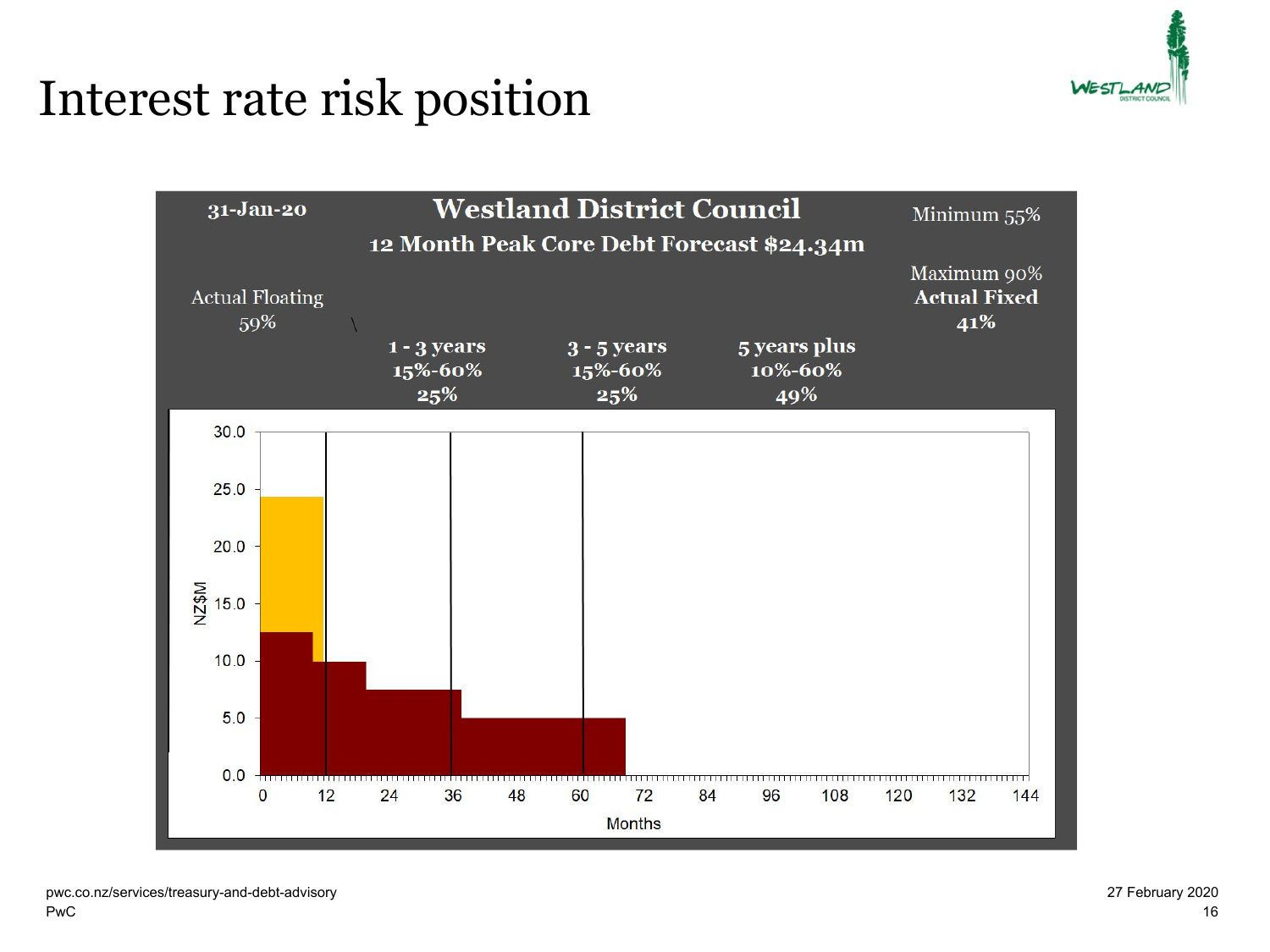# Interest rate risk position

31-Jan-20

**Westland District Council**

**12 Month Peak Core Debt Forecast $24.34m**

Minimum 55%

Maximum 90%

**Actual Fixed 41%**

Actual Floating 59%

| 1 - 3 years | 3 - 5 years | 5 years plus |
|---|---|---|
| 15%-60% | 15%-60% | 10%-60% |
| 25% | 25% | 49% |

NZ$M

0.0, 5.0, 10.0, 15.0, 20.0, 25.0, 30.0

Months

0, 12, 24, 36, 48, 60, 72, 84, 96, 108, 120, 132, 144

pwc.co.nz/services/treasury-and-debt-advisory

PwC

27 February 2020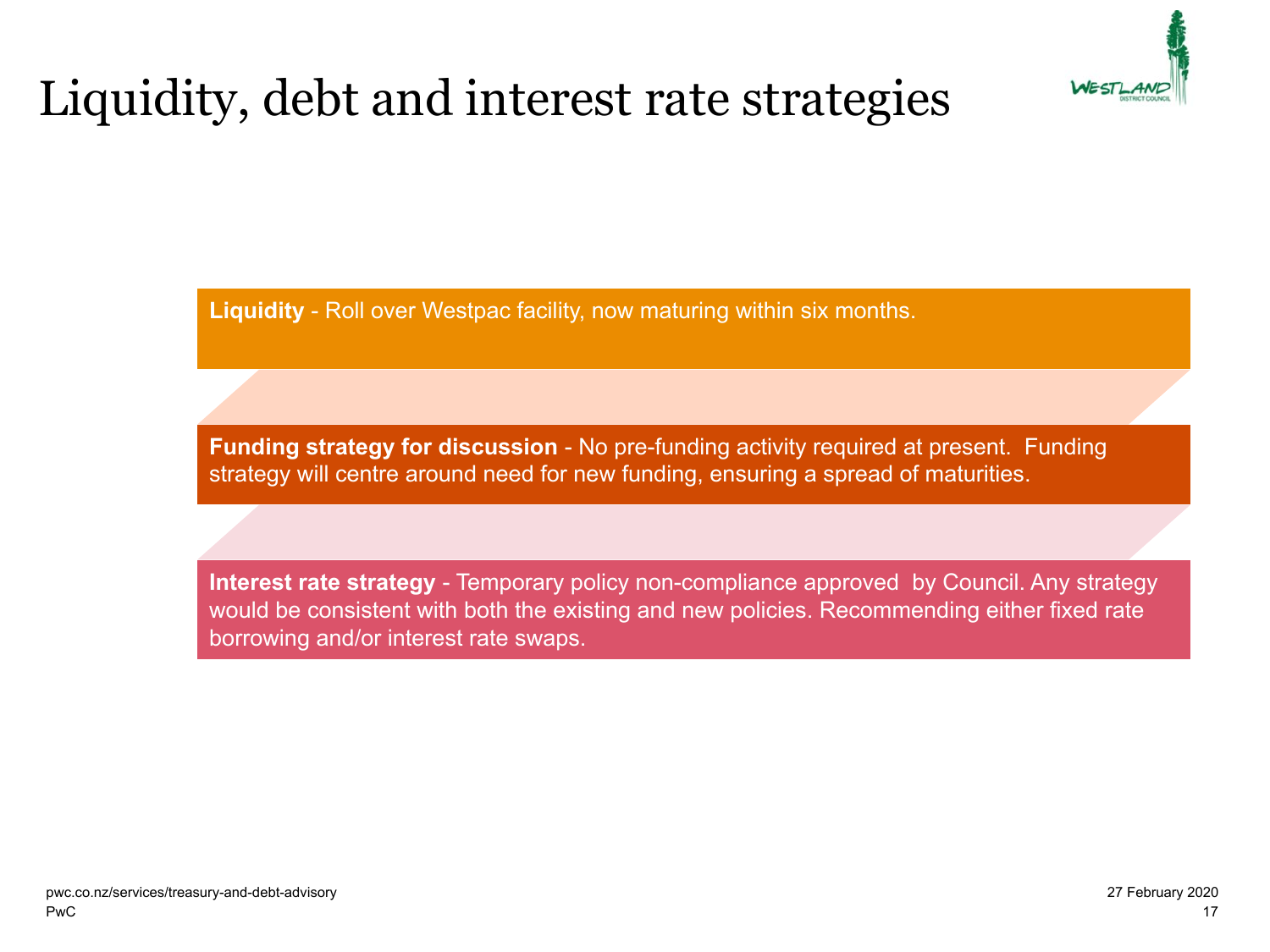# Liquidity, debt and interest rate strategies

**Liquidity** - Roll over Westpac facility, now maturing within six months.

**Funding strategy for discussion** - No pre-funding activity required at present. Funding strategy will centre around need for new funding, ensuring a spread of maturities.

**Interest rate strategy** - Temporary policy non-compliance approved by Council. Any strategy would be consistent with both the existing and new policies. Recommending either fixed rate borrowing and/or interest rate swaps.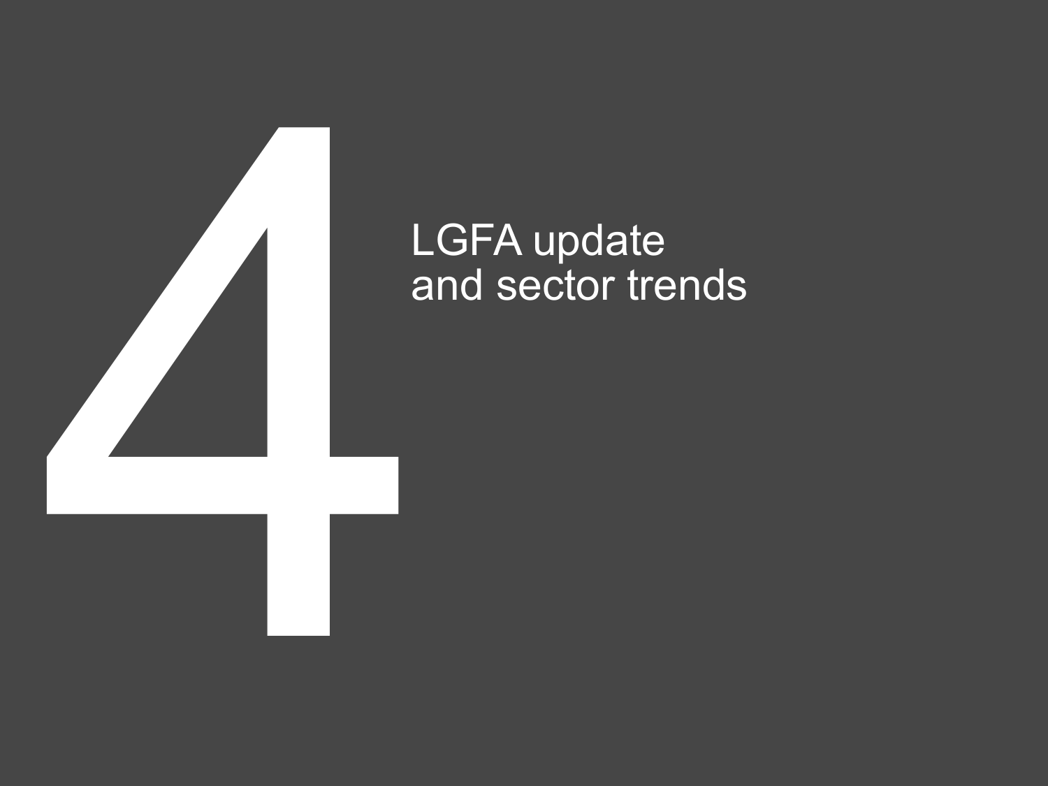# 4 LGFA update and sector trends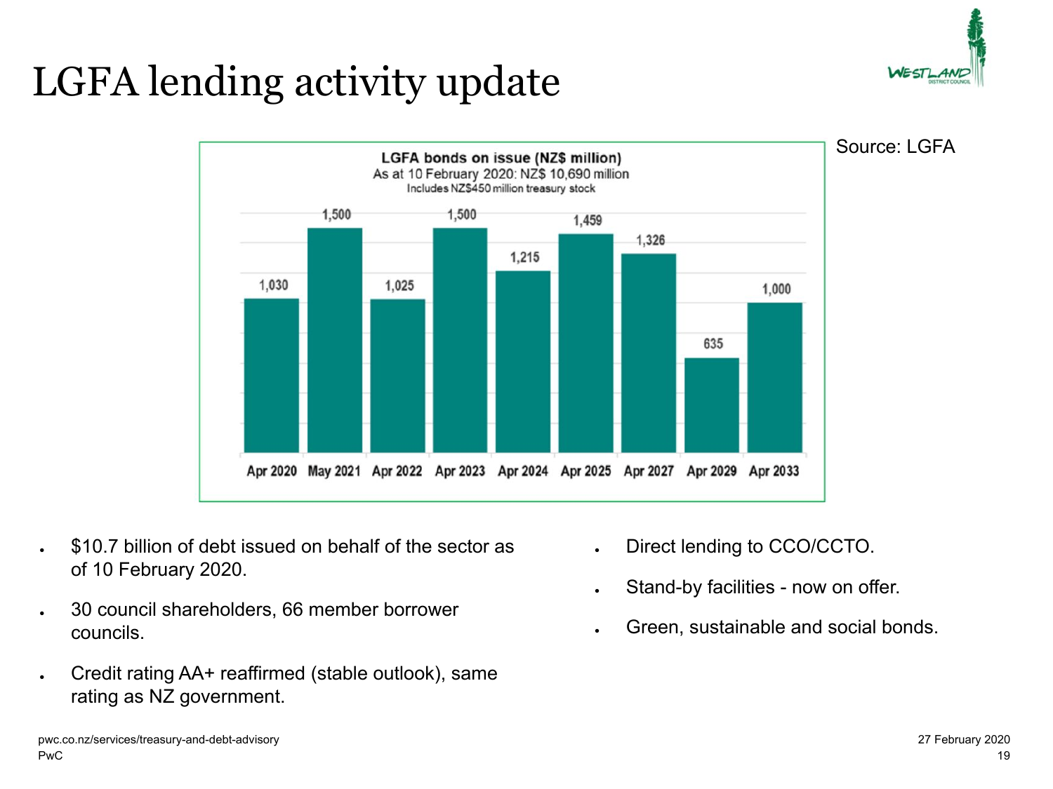# LGFA lending activity update

Source: LGFA

**LGFA bonds on issue (NZ$ million)**
As at 10 February 2020: NZ$ 10,690 million
Includes NZ$450 million treasury stock

| Maturity | NZ$ million |
|---|---|
| Apr 2020 | 1,030 |
| May 2021 | 1,500 |
| Apr 2022 | 1,025 |
| Apr 2023 | 1,500 |
| Apr 2024 | 1,215 |
| Apr 2025 | 1,459 |
| Apr 2027 | 1,326 |
| Apr 2029 | 635 |
| Apr 2033 | 1,000 |

- $10.7 billion of debt issued on behalf of the sector as of 10 February 2020.
- 30 council shareholders, 66 member borrower councils.
- Credit rating AA+ reaffirmed (stable outlook), same rating as NZ government.
- Direct lending to CCO/CCTO.
- Stand-by facilities - now on offer.
- Green, sustainable and social bonds.

pwc.co.nz/services/treasury-and-debt-advisory
PwC

27 February 2020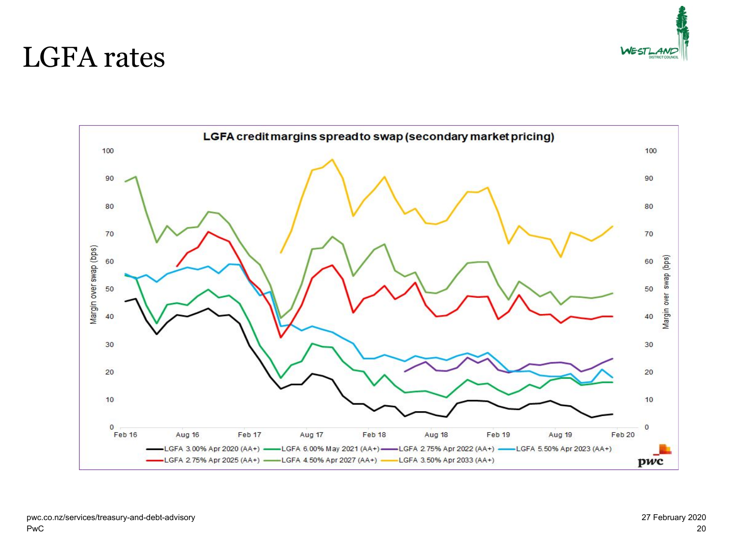# LGFA rates

**LGFA credit margins spread to swap (secondary market pricing)**

Margin over swap (bps)

Feb 16 | Aug 16 | Feb 17 | Aug 17 | Feb 18 | Aug 18 | Feb 19 | Aug 19 | Feb 20

- LGFA 3.00% Apr 2020 (AA+)
- LGFA 6.00% May 2021 (AA+)
- LGFA 2.75% Apr 2022 (AA+)
- LGFA 5.50% Apr 2023 (AA+)
- LGFA 2.75% Apr 2025 (AA+)
- LGFA 4.50% Apr 2027 (AA+)
- LGFA 3.50% Apr 2033 (AA+)

pwc.co.nz/services/treasury-and-debt-advisory

PwC

27 February 2020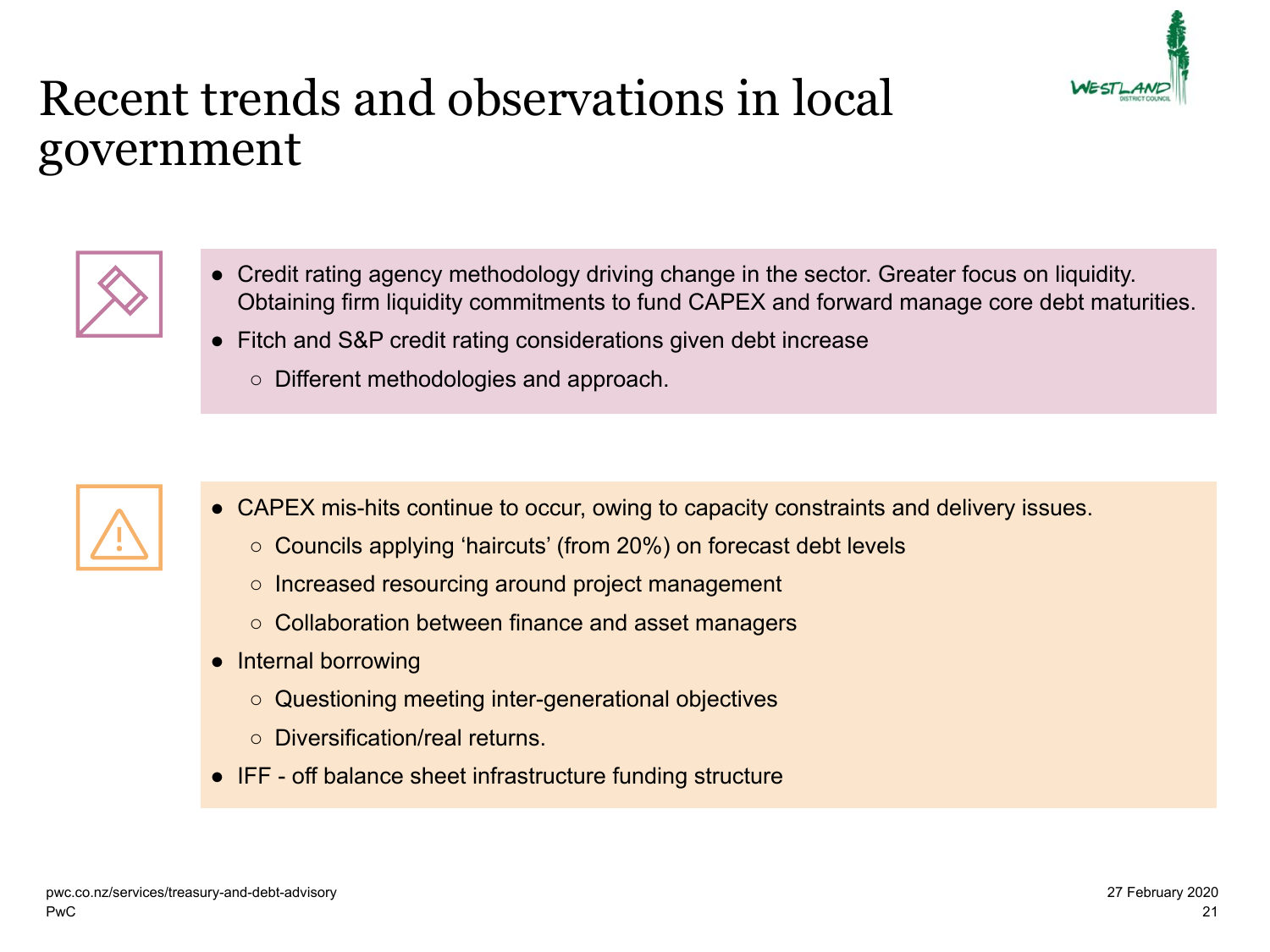# Recent trends and observations in local government

- Credit rating agency methodology driving change in the sector. Greater focus on liquidity. Obtaining firm liquidity commitments to fund CAPEX and forward manage core debt maturities.
- Fitch and S&P credit rating considerations given debt increase
  - Different methodologies and approach.

- CAPEX mis-hits continue to occur, owing to capacity constraints and delivery issues.
  - Councils applying 'haircuts' (from 20%) on forecast debt levels
  - Increased resourcing around project management
  - Collaboration between finance and asset managers
- Internal borrowing
  - Questioning meeting inter-generational objectives
  - Diversification/real returns.
- IFF - off balance sheet infrastructure funding structure

pwc.co.nz/services/treasury-and-debt-advisory
PwC

27 February 2020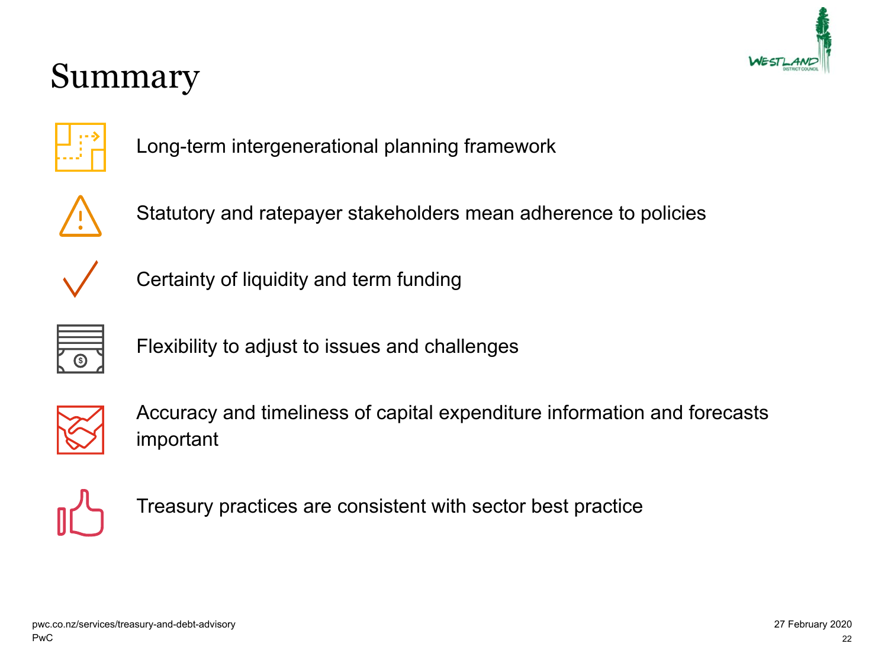# Summary

- Long-term intergenerational planning framework
- Statutory and ratepayer stakeholders mean adherence to policies
- Certainty of liquidity and term funding
- Flexibility to adjust to issues and challenges
- Accuracy and timeliness of capital expenditure information and forecasts important
- Treasury practices are consistent with sector best practice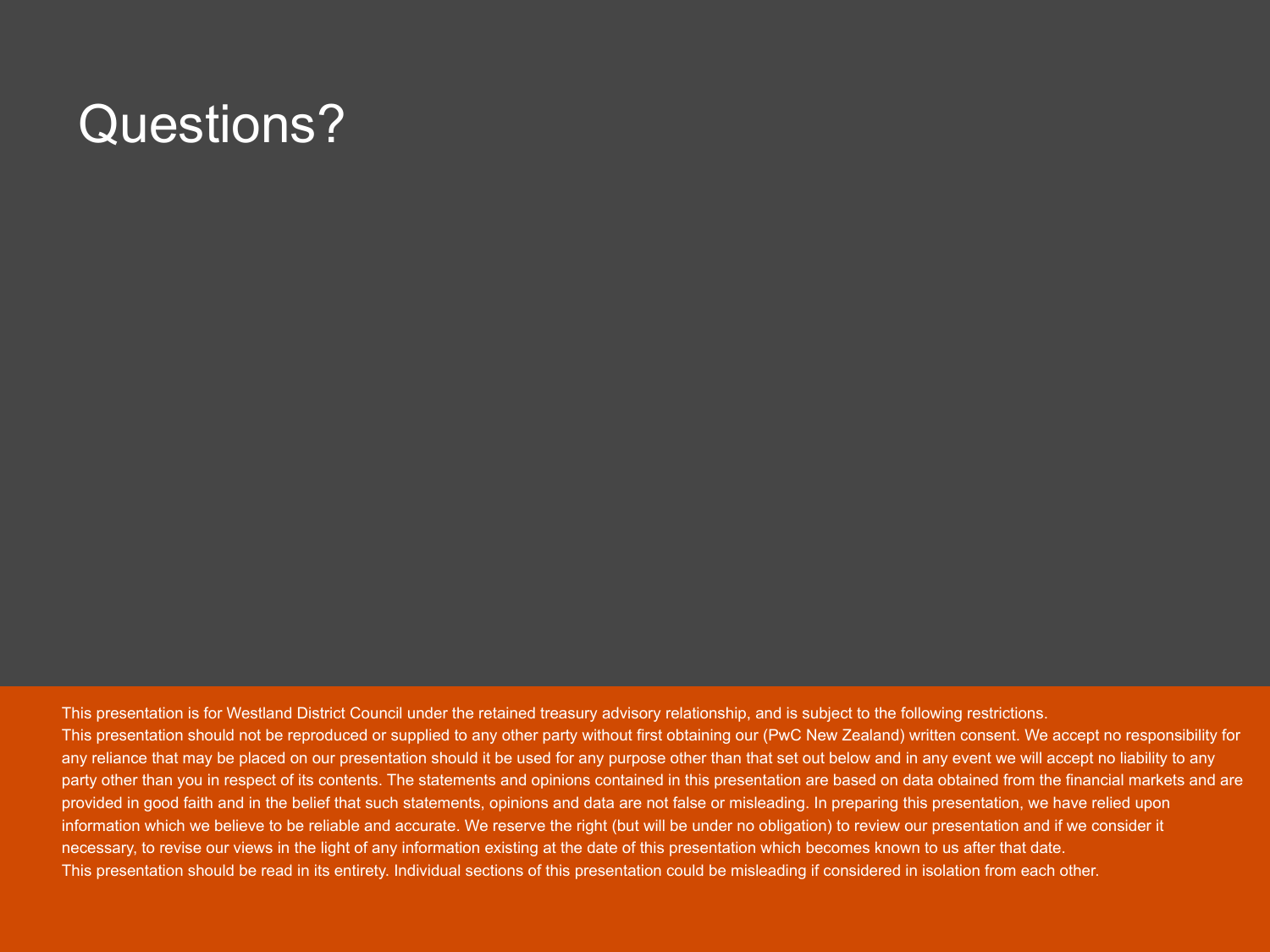# Questions?

This presentation is for Westland District Council under the retained treasury advisory relationship, and is subject to the following restrictions.

This presentation should not be reproduced or supplied to any other party without first obtaining our (PwC New Zealand) written consent. We accept no responsibility for any reliance that may be placed on our presentation should it be used for any purpose other than that set out below and in any event we will accept no liability to any party other than you in respect of its contents. The statements and opinions contained in this presentation are based on data obtained from the financial markets and are provided in good faith and in the belief that such statements, opinions and data are not false or misleading. In preparing this presentation, we have relied upon information which we believe to be reliable and accurate. We reserve the right (but will be under no obligation) to review our presentation and if we consider it necessary, to revise our views in the light of any information existing at the date of this presentation which becomes known to us after that date.

This presentation should be read in its entirety. Individual sections of this presentation could be misleading if considered in isolation from each other.